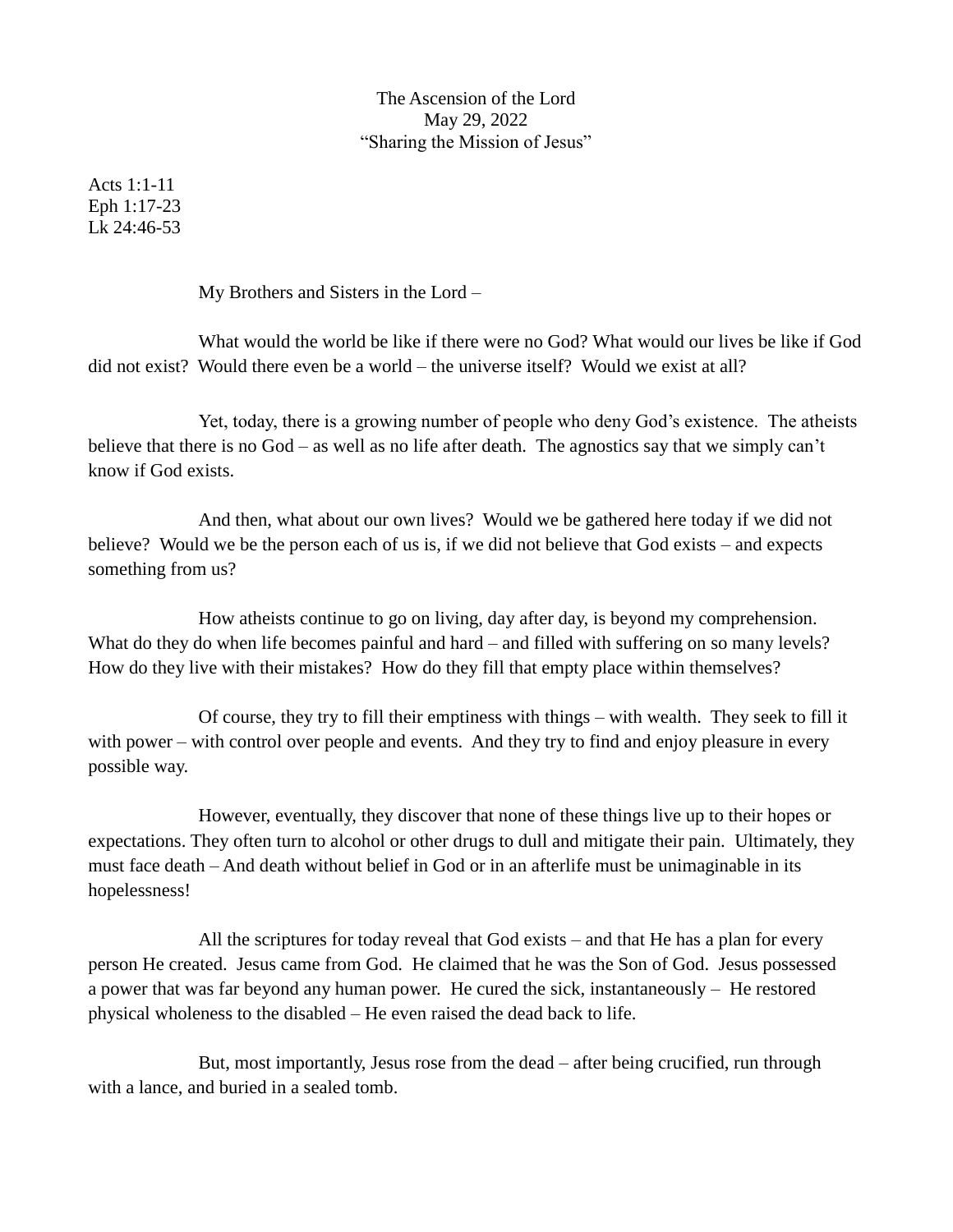The Ascension of the Lord
May 29, 2022
"Sharing the Mission of Jesus"

Acts 1:1-11
Eph 1:17-23
Lk 24:46-53

My Brothers and Sisters in the Lord –

What would the world be like if there were no God? What would our lives be like if God did not exist? Would there even be a world – the universe itself? Would we exist at all?

Yet, today, there is a growing number of people who deny God's existence. The atheists believe that there is no God – as well as no life after death. The agnostics say that we simply can't know if God exists.

And then, what about our own lives? Would we be gathered here today if we did not believe? Would we be the person each of us is, if we did not believe that God exists – and expects something from us?

How atheists continue to go on living, day after day, is beyond my comprehension. What do they do when life becomes painful and hard – and filled with suffering on so many levels? How do they live with their mistakes? How do they fill that empty place within themselves?

Of course, they try to fill their emptiness with things – with wealth. They seek to fill it with power – with control over people and events. And they try to find and enjoy pleasure in every possible way.

However, eventually, they discover that none of these things live up to their hopes or expectations. They often turn to alcohol or other drugs to dull and mitigate their pain. Ultimately, they must face death – And death without belief in God or in an afterlife must be unimaginable in its hopelessness!

All the scriptures for today reveal that God exists – and that He has a plan for every person He created. Jesus came from God. He claimed that he was the Son of God. Jesus possessed a power that was far beyond any human power. He cured the sick, instantaneously – He restored physical wholeness to the disabled – He even raised the dead back to life.

But, most importantly, Jesus rose from the dead – after being crucified, run through with a lance, and buried in a sealed tomb.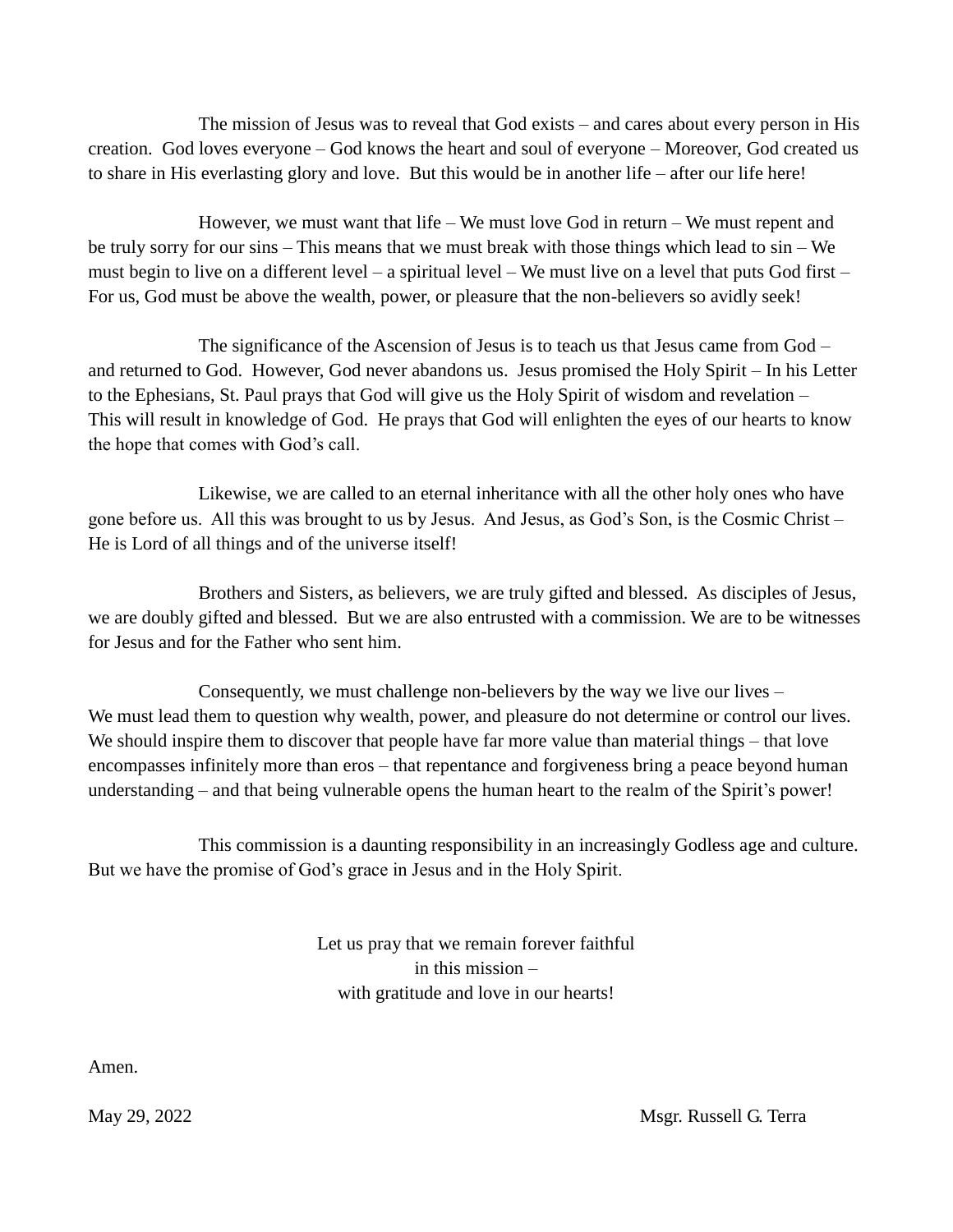The mission of Jesus was to reveal that God exists – and cares about every person in His creation. God loves everyone – God knows the heart and soul of everyone – Moreover, God created us to share in His everlasting glory and love. But this would be in another life – after our life here!

However, we must want that life – We must love God in return – We must repent and be truly sorry for our sins – This means that we must break with those things which lead to sin – We must begin to live on a different level – a spiritual level – We must live on a level that puts God first – For us, God must be above the wealth, power, or pleasure that the non-believers so avidly seek!

The significance of the Ascension of Jesus is to teach us that Jesus came from God – and returned to God. However, God never abandons us. Jesus promised the Holy Spirit – In his Letter to the Ephesians, St. Paul prays that God will give us the Holy Spirit of wisdom and revelation – This will result in knowledge of God. He prays that God will enlighten the eyes of our hearts to know the hope that comes with God's call.

Likewise, we are called to an eternal inheritance with all the other holy ones who have gone before us. All this was brought to us by Jesus. And Jesus, as God's Son, is the Cosmic Christ – He is Lord of all things and of the universe itself!

Brothers and Sisters, as believers, we are truly gifted and blessed. As disciples of Jesus, we are doubly gifted and blessed. But we are also entrusted with a commission. We are to be witnesses for Jesus and for the Father who sent him.

Consequently, we must challenge non-believers by the way we live our lives – We must lead them to question why wealth, power, and pleasure do not determine or control our lives. We should inspire them to discover that people have far more value than material things – that love encompasses infinitely more than eros – that repentance and forgiveness bring a peace beyond human understanding – and that being vulnerable opens the human heart to the realm of the Spirit's power!

This commission is a daunting responsibility in an increasingly Godless age and culture. But we have the promise of God's grace in Jesus and in the Holy Spirit.

Let us pray that we remain forever faithful
in this mission –
with gratitude and love in our hearts!

Amen.

May 29, 2022 Msgr. Russell G. Terra